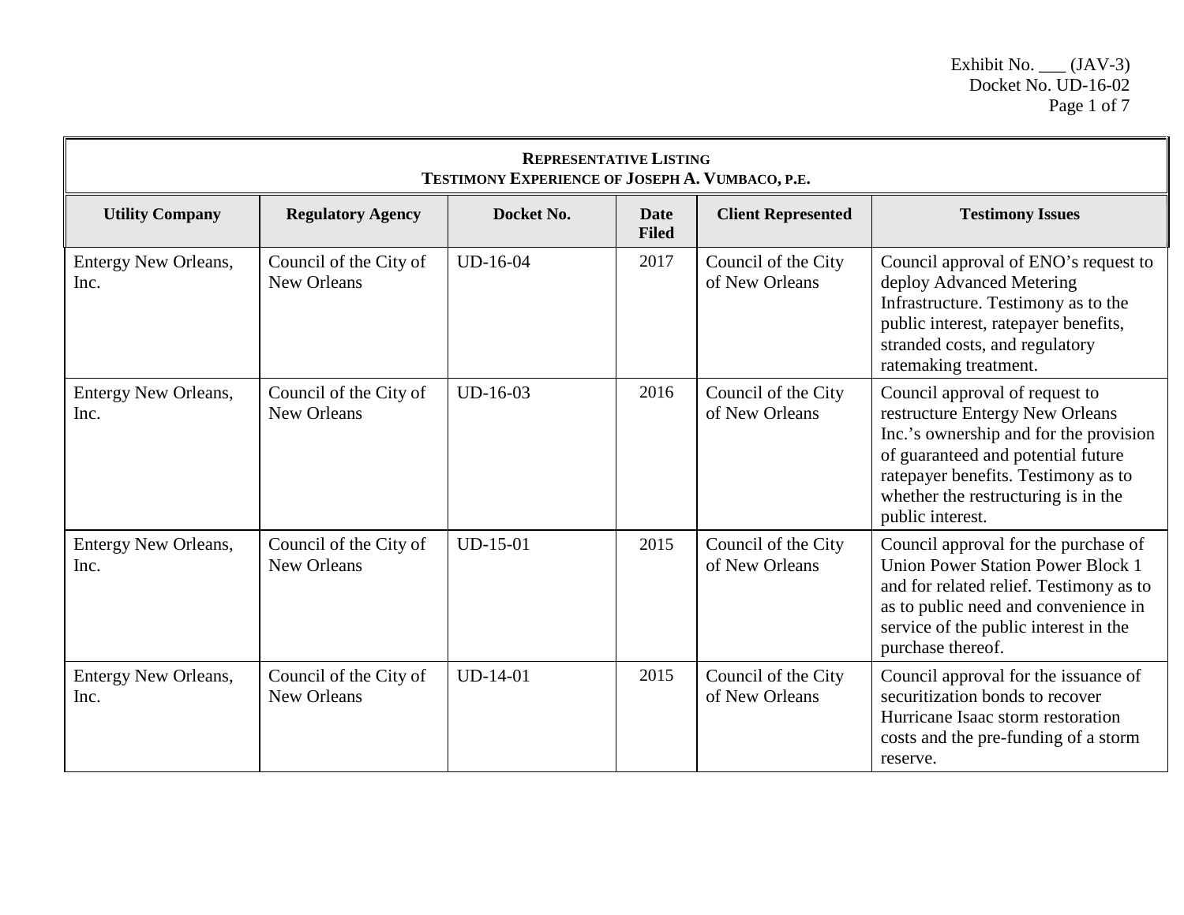Exhibit No. ___ (JAV-3)
Docket No. UD-16-02

| **REPRESENTATIVE LISTING<br>TESTIMONY EXPERIENCE OF JOSEPH A. VUMBACO, P.E.** | | | | | |
|---|---|---|---|---|---|
| **Utility Company** | **Regulatory Agency** | **Docket No.** | **Date Filed** | **Client Represented** | **Testimony Issues** |
| Entergy New Orleans, Inc. | Council of the City of New Orleans | UD-16-04 | 2017 | Council of the City of New Orleans | Council approval of ENO's request to deploy Advanced Metering Infrastructure. Testimony as to the public interest, ratepayer benefits, stranded costs, and regulatory ratemaking treatment. |
| Entergy New Orleans, Inc. | Council of the City of New Orleans | UD-16-03 | 2016 | Council of the City of New Orleans | Council approval of request to restructure Entergy New Orleans Inc.'s ownership and for the provision of guaranteed and potential future ratepayer benefits. Testimony as to whether the restructuring is in the public interest. |
| Entergy New Orleans, Inc. | Council of the City of New Orleans | UD-15-01 | 2015 | Council of the City of New Orleans | Council approval for the purchase of Union Power Station Power Block 1 and for related relief. Testimony as to as to public need and convenience in service of the public interest in the purchase thereof. |
| Entergy New Orleans, Inc. | Council of the City of New Orleans | UD-14-01 | 2015 | Council of the City of New Orleans | Council approval for the issuance of securitization bonds to recover Hurricane Isaac storm restoration costs and the pre-funding of a storm reserve. |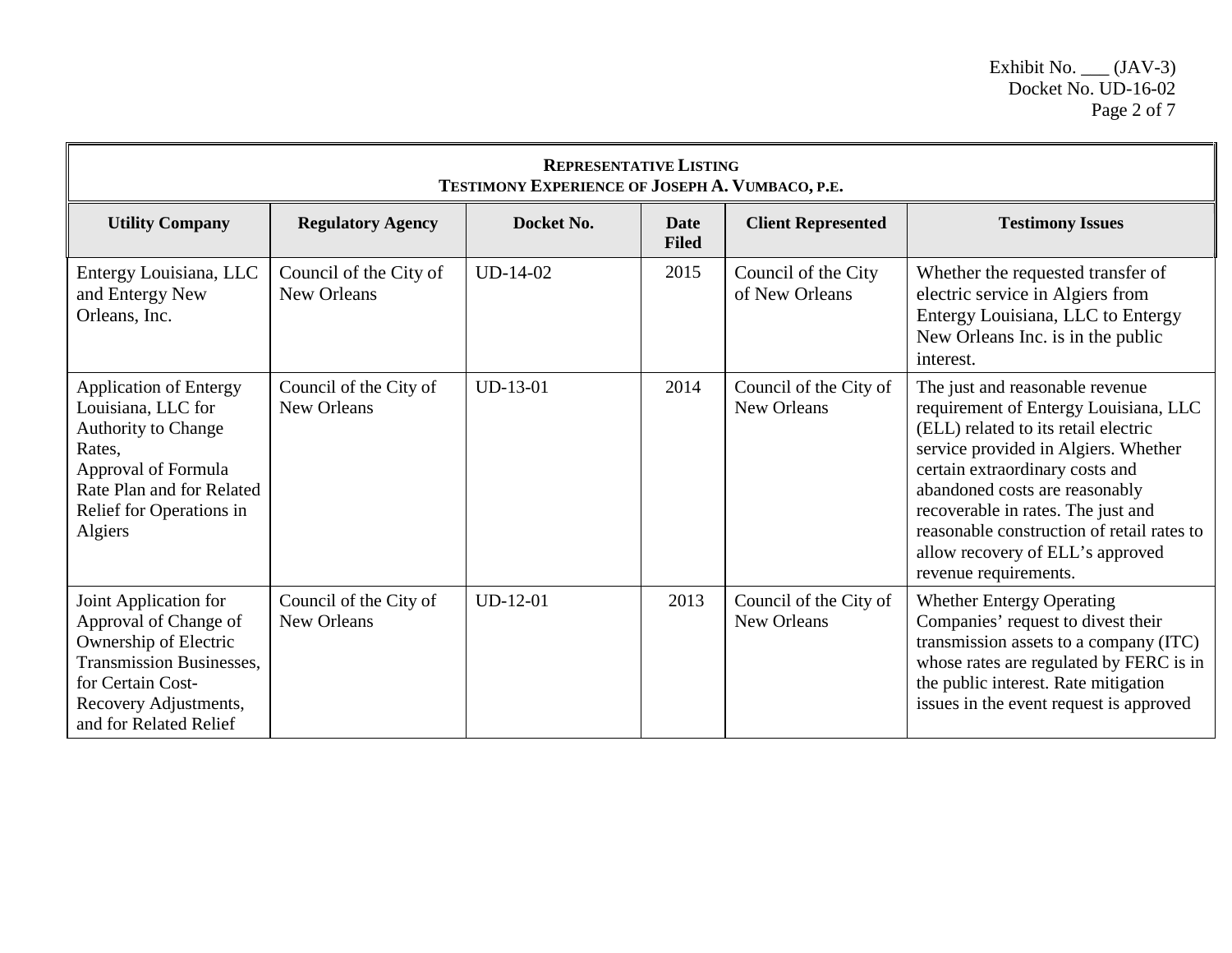Exhibit No. ___ (JAV-3)
Docket No. UD-16-02

| **REPRESENTATIVE LISTING<br>TESTIMONY EXPERIENCE OF JOSEPH A. VUMBACO, P.E.** | | | | | |
|---|---|---|---|---|---|
| **Utility Company** | **Regulatory Agency** | **Docket No.** | **Date Filed** | **Client Represented** | **Testimony Issues** |
| Entergy Louisiana, LLC and Entergy New Orleans, Inc. | Council of the City of New Orleans | UD-14-02 | 2015 | Council of the City of New Orleans | Whether the requested transfer of electric service in Algiers from Entergy Louisiana, LLC to Entergy New Orleans Inc. is in the public interest. |
| Application of Entergy Louisiana, LLC for Authority to Change Rates, Approval of Formula Rate Plan and for Related Relief for Operations in Algiers | Council of the City of New Orleans | UD-13-01 | 2014 | Council of the City of New Orleans | The just and reasonable revenue requirement of Entergy Louisiana, LLC (ELL) related to its retail electric service provided in Algiers. Whether certain extraordinary costs and abandoned costs are reasonably recoverable in rates. The just and reasonable construction of retail rates to allow recovery of ELL's approved revenue requirements. |
| Joint Application for Approval of Change of Ownership of Electric Transmission Businesses, for Certain Cost-Recovery Adjustments, and for Related Relief | Council of the City of New Orleans | UD-12-01 | 2013 | Council of the City of New Orleans | Whether Entergy Operating Companies' request to divest their transmission assets to a company (ITC) whose rates are regulated by FERC is in the public interest. Rate mitigation issues in the event request is approved |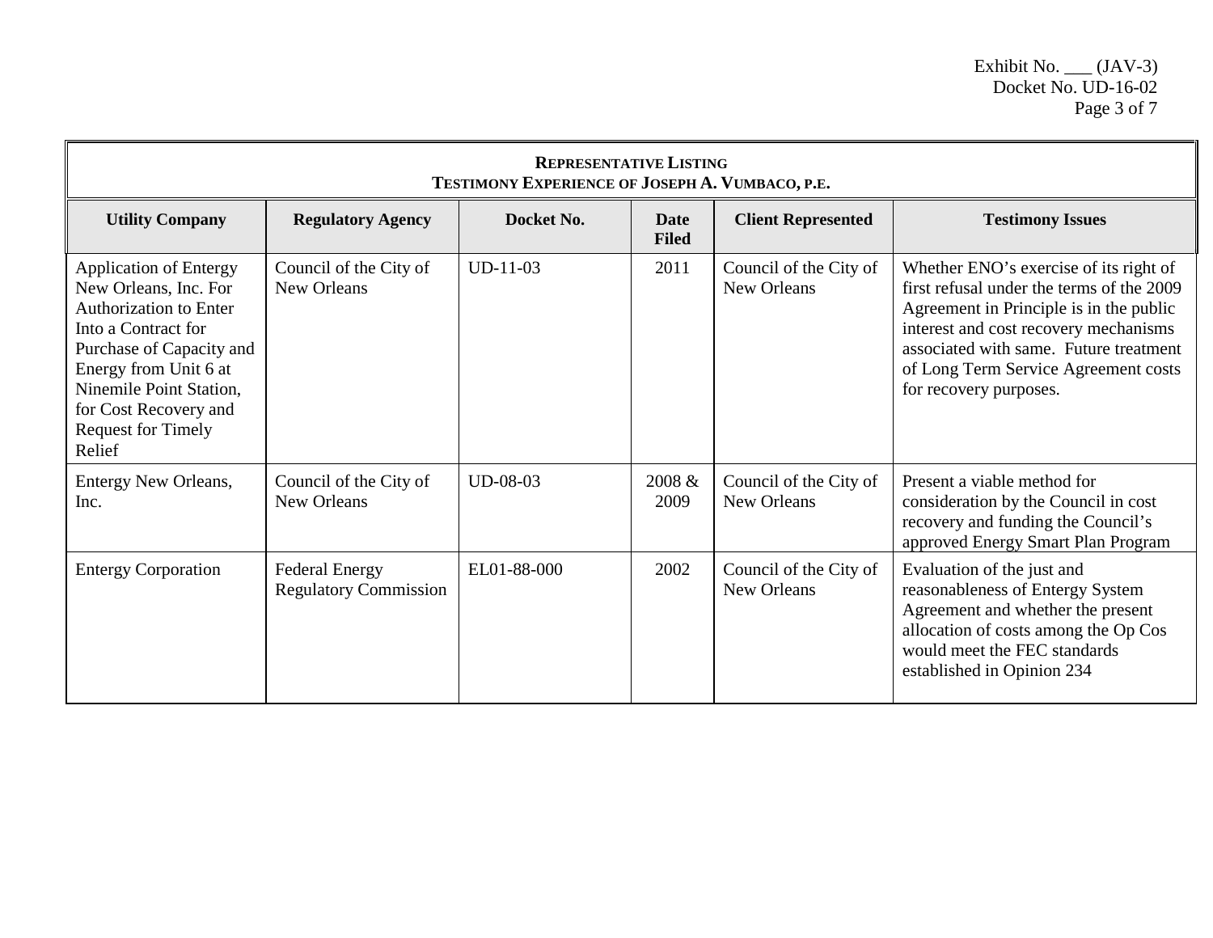Exhibit No. ___ (JAV-3)
Docket No. UD-16-02

**REPRESENTATIVE LISTING**
**TESTIMONY EXPERIENCE OF JOSEPH A. VUMBACO, P.E.**

| Utility Company | Regulatory Agency | Docket No. | Date Filed | Client Represented | Testimony Issues |
|---|---|---|---|---|---|
| Application of Entergy New Orleans, Inc. For Authorization to Enter Into a Contract for Purchase of Capacity and Energy from Unit 6 at Ninemile Point Station, for Cost Recovery and Request for Timely Relief | Council of the City of New Orleans | UD-11-03 | 2011 | Council of the City of New Orleans | Whether ENO's exercise of its right of first refusal under the terms of the 2009 Agreement in Principle is in the public interest and cost recovery mechanisms associated with same. Future treatment of Long Term Service Agreement costs for recovery purposes. |
| Entergy New Orleans, Inc. | Council of the City of New Orleans | UD-08-03 | 2008 & 2009 | Council of the City of New Orleans | Present a viable method for consideration by the Council in cost recovery and funding the Council's approved Energy Smart Plan Program |
| Entergy Corporation | Federal Energy Regulatory Commission | EL01-88-000 | 2002 | Council of the City of New Orleans | Evaluation of the just and reasonableness of Entergy System Agreement and whether the present allocation of costs among the Op Cos would meet the FEC standards established in Opinion 234 |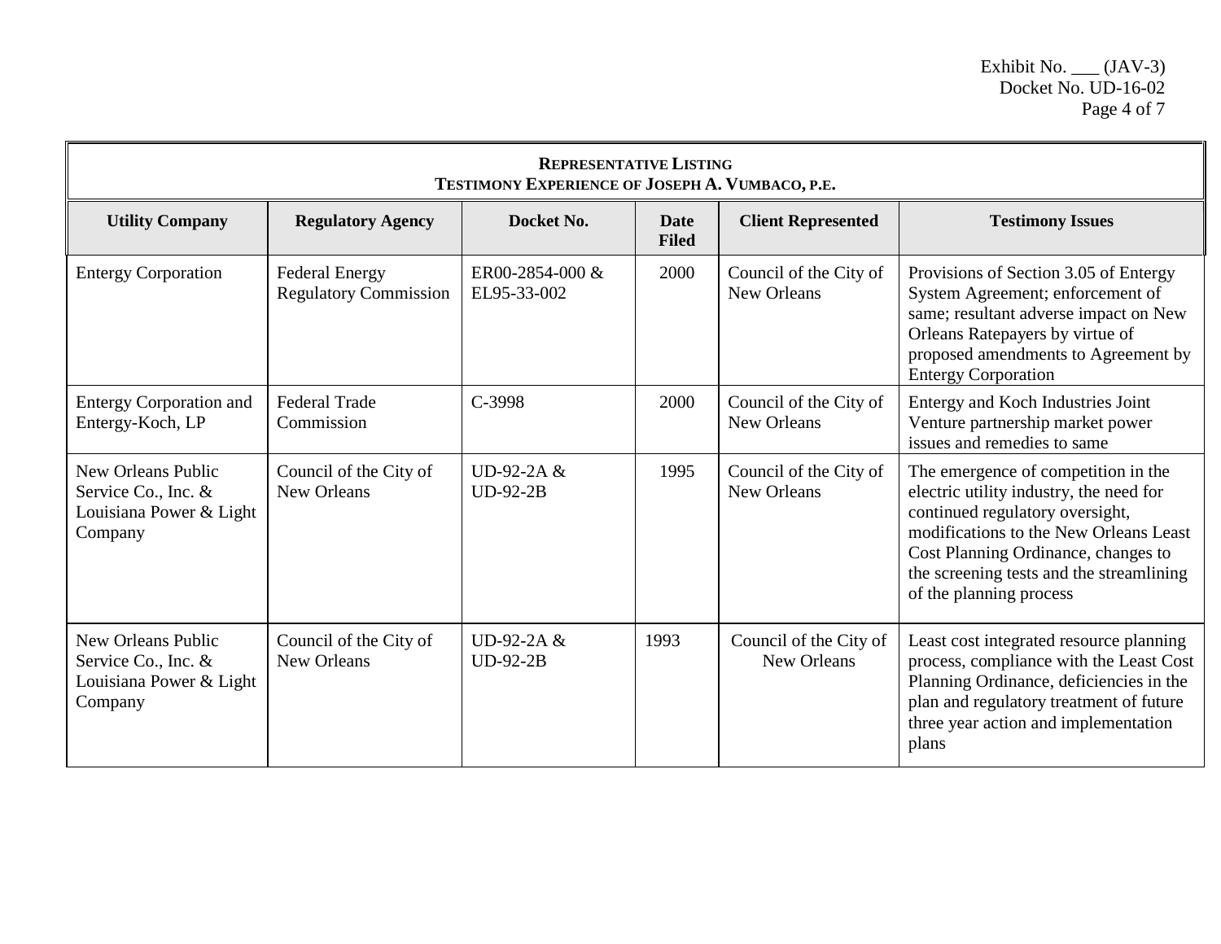Exhibit No. ___ (JAV-3)
Docket No. UD-16-02

| **REPRESENTATIVE LISTING TESTIMONY EXPERIENCE OF JOSEPH A. VUMBACO, P.E.** | | | | | |
|---|---|---|---|---|---|
| **Utility Company** | **Regulatory Agency** | **Docket No.** | **Date Filed** | **Client Represented** | **Testimony Issues** |
| Entergy Corporation | Federal Energy Regulatory Commission | ER00-2854-000 & EL95-33-002 | 2000 | Council of the City of New Orleans | Provisions of Section 3.05 of Entergy System Agreement; enforcement of same; resultant adverse impact on New Orleans Ratepayers by virtue of proposed amendments to Agreement by Entergy Corporation |
| Entergy Corporation and Entergy-Koch, LP | Federal Trade Commission | C-3998 | 2000 | Council of the City of New Orleans | Entergy and Koch Industries Joint Venture partnership market power issues and remedies to same |
| New Orleans Public Service Co., Inc. & Louisiana Power & Light Company | Council of the City of New Orleans | UD-92-2A & UD-92-2B | 1995 | Council of the City of New Orleans | The emergence of competition in the electric utility industry, the need for continued regulatory oversight, modifications to the New Orleans Least Cost Planning Ordinance, changes to the screening tests and the streamlining of the planning process |
| New Orleans Public Service Co., Inc. & Louisiana Power & Light Company | Council of the City of New Orleans | UD-92-2A & UD-92-2B | 1993 | Council of the City of New Orleans | Least cost integrated resource planning process, compliance with the Least Cost Planning Ordinance, deficiencies in the plan and regulatory treatment of future three year action and implementation plans |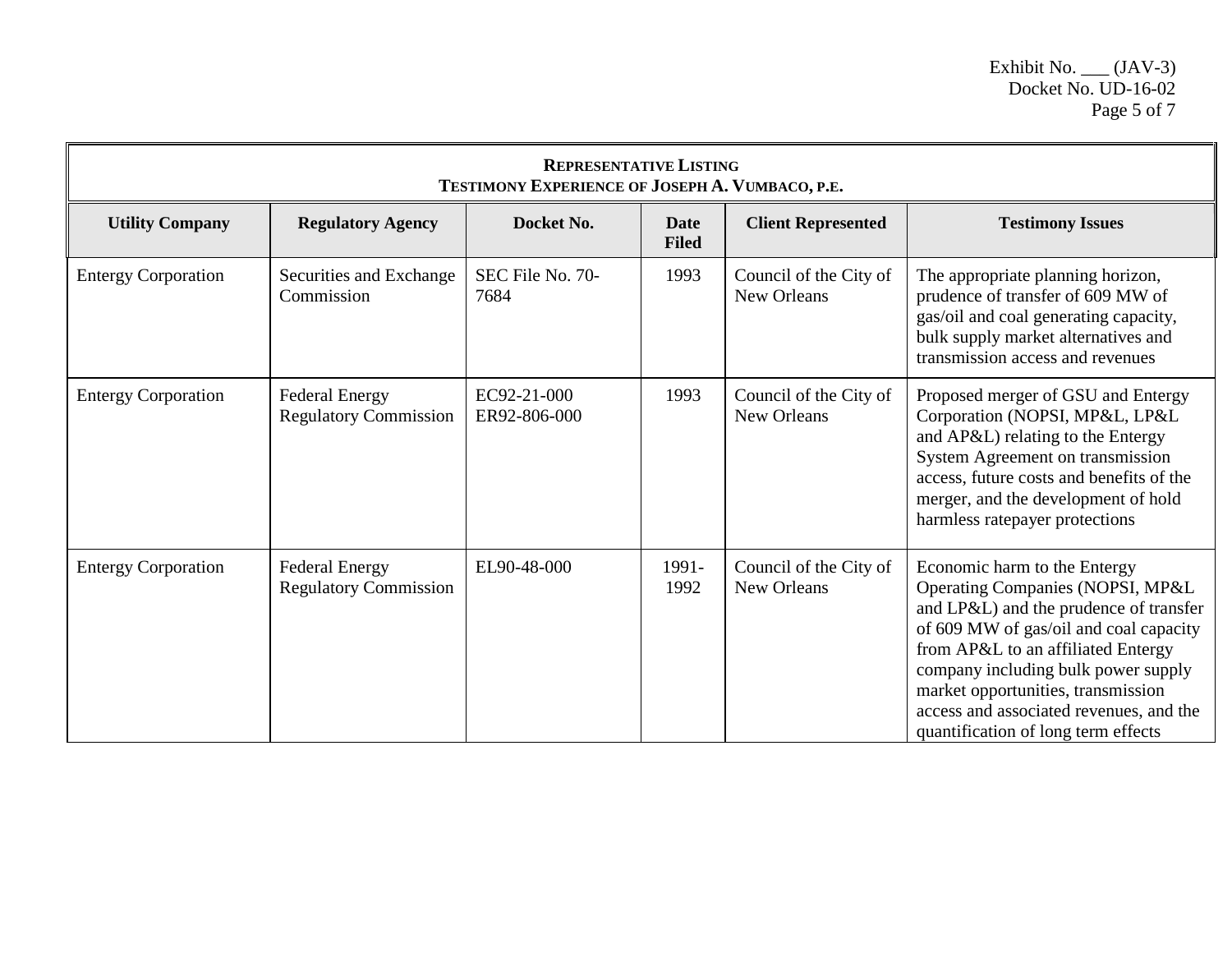Exhibit No. ___ (JAV-3)
Docket No. UD-16-02

**REPRESENTATIVE LISTING**
**TESTIMONY EXPERIENCE OF JOSEPH A. VUMBACO, P.E.**

| Utility Company | Regulatory Agency | Docket No. | Date Filed | Client Represented | Testimony Issues |
|---|---|---|---|---|---|
| Entergy Corporation | Securities and Exchange Commission | SEC File No. 70-7684 | 1993 | Council of the City of New Orleans | The appropriate planning horizon, prudence of transfer of 609 MW of gas/oil and coal generating capacity, bulk supply market alternatives and transmission access and revenues |
| Entergy Corporation | Federal Energy Regulatory Commission | EC92-21-000 ER92-806-000 | 1993 | Council of the City of New Orleans | Proposed merger of GSU and Entergy Corporation (NOPSI, MP&L, LP&L and AP&L) relating to the Entergy System Agreement on transmission access, future costs and benefits of the merger, and the development of hold harmless ratepayer protections |
| Entergy Corporation | Federal Energy Regulatory Commission | EL90-48-000 | 1991-1992 | Council of the City of New Orleans | Economic harm to the Entergy Operating Companies (NOPSI, MP&L and LP&L) and the prudence of transfer of 609 MW of gas/oil and coal capacity from AP&L to an affiliated Entergy company including bulk power supply market opportunities, transmission access and associated revenues, and the quantification of long term effects |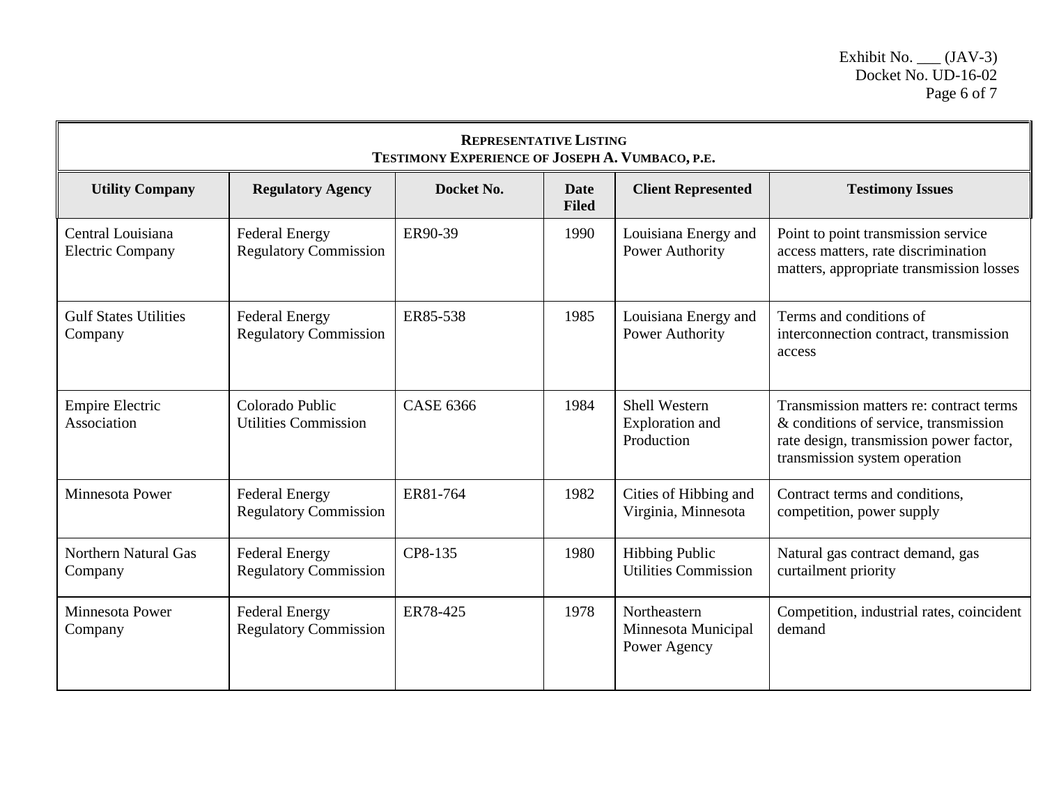Exhibit No. ___ (JAV-3)
Docket No. UD-16-02

| **Representative Listing<br>Testimony Experience of Joseph A. Vumbaco, P.E.** | | | | | |
|---|---|---|---|---|---|
| **Utility Company** | **Regulatory Agency** | **Docket No.** | **Date Filed** | **Client Represented** | **Testimony Issues** |
| Central Louisiana Electric Company | Federal Energy Regulatory Commission | ER90-39 | 1990 | Louisiana Energy and Power Authority | Point to point transmission service access matters, rate discrimination matters, appropriate transmission losses |
| Gulf States Utilities Company | Federal Energy Regulatory Commission | ER85-538 | 1985 | Louisiana Energy and Power Authority | Terms and conditions of interconnection contract, transmission access |
| Empire Electric Association | Colorado Public Utilities Commission | CASE 6366 | 1984 | Shell Western Exploration and Production | Transmission matters re: contract terms & conditions of service, transmission rate design, transmission power factor, transmission system operation |
| Minnesota Power | Federal Energy Regulatory Commission | ER81-764 | 1982 | Cities of Hibbing and Virginia, Minnesota | Contract terms and conditions, competition, power supply |
| Northern Natural Gas Company | Federal Energy Regulatory Commission | CP8-135 | 1980 | Hibbing Public Utilities Commission | Natural gas contract demand, gas curtailment priority |
| Minnesota Power Company | Federal Energy Regulatory Commission | ER78-425 | 1978 | Northeastern Minnesota Municipal Power Agency | Competition, industrial rates, coincident demand |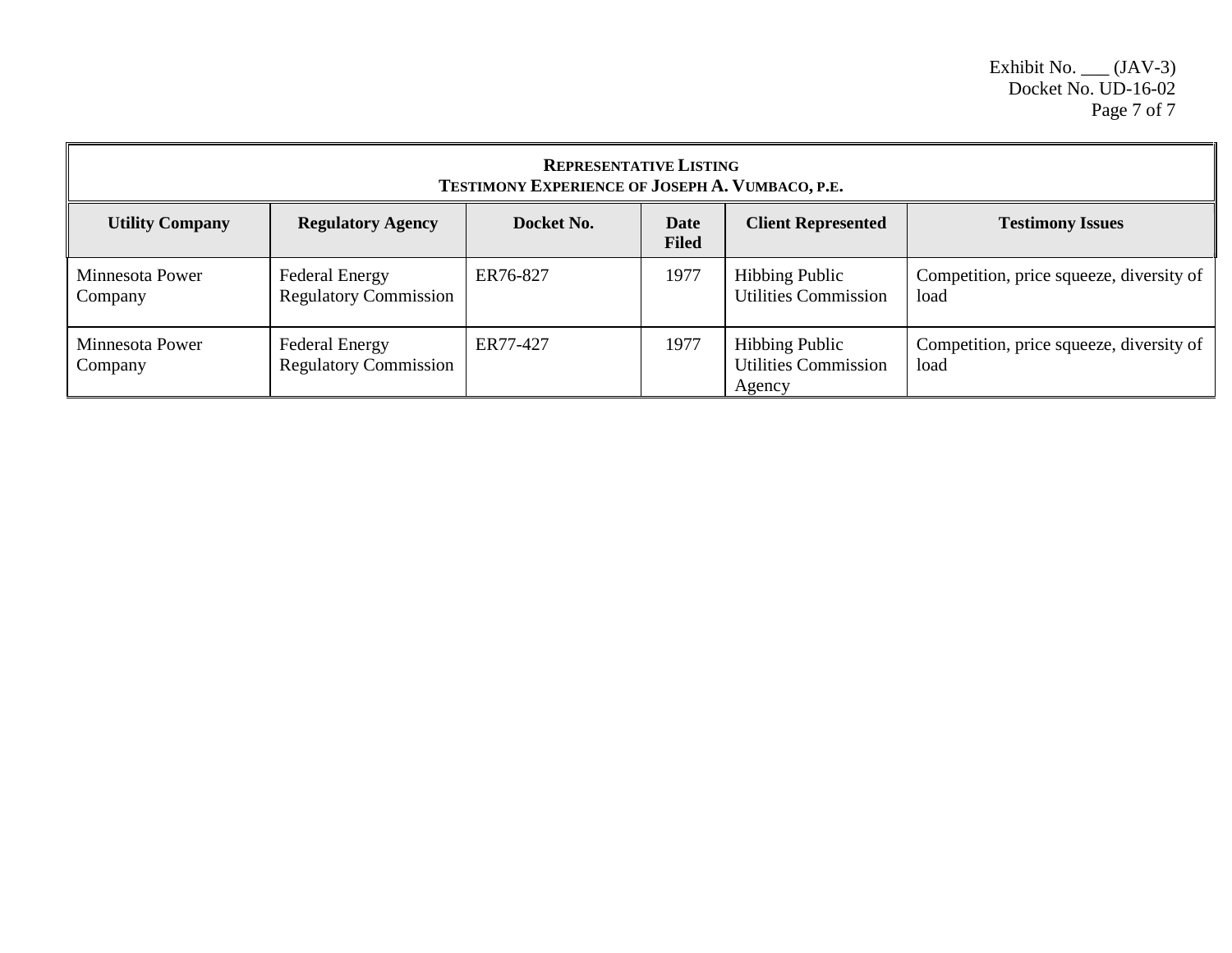| **REPRESENTATIVE LISTING**<br>**TESTIMONY EXPERIENCE OF JOSEPH A. VUMBACO, P.E.** | | | | | |
|---|---|---|---|---|---|
| **Utility Company** | **Regulatory Agency** | **Docket No.** | **Date Filed** | **Client Represented** | **Testimony Issues** |
| Minnesota Power Company | Federal Energy Regulatory Commission | ER76-827 | 1977 | Hibbing Public Utilities Commission | Competition, price squeeze, diversity of load |
| Minnesota Power Company | Federal Energy Regulatory Commission | ER77-427 | 1977 | Hibbing Public Utilities Commission Agency | Competition, price squeeze, diversity of load |